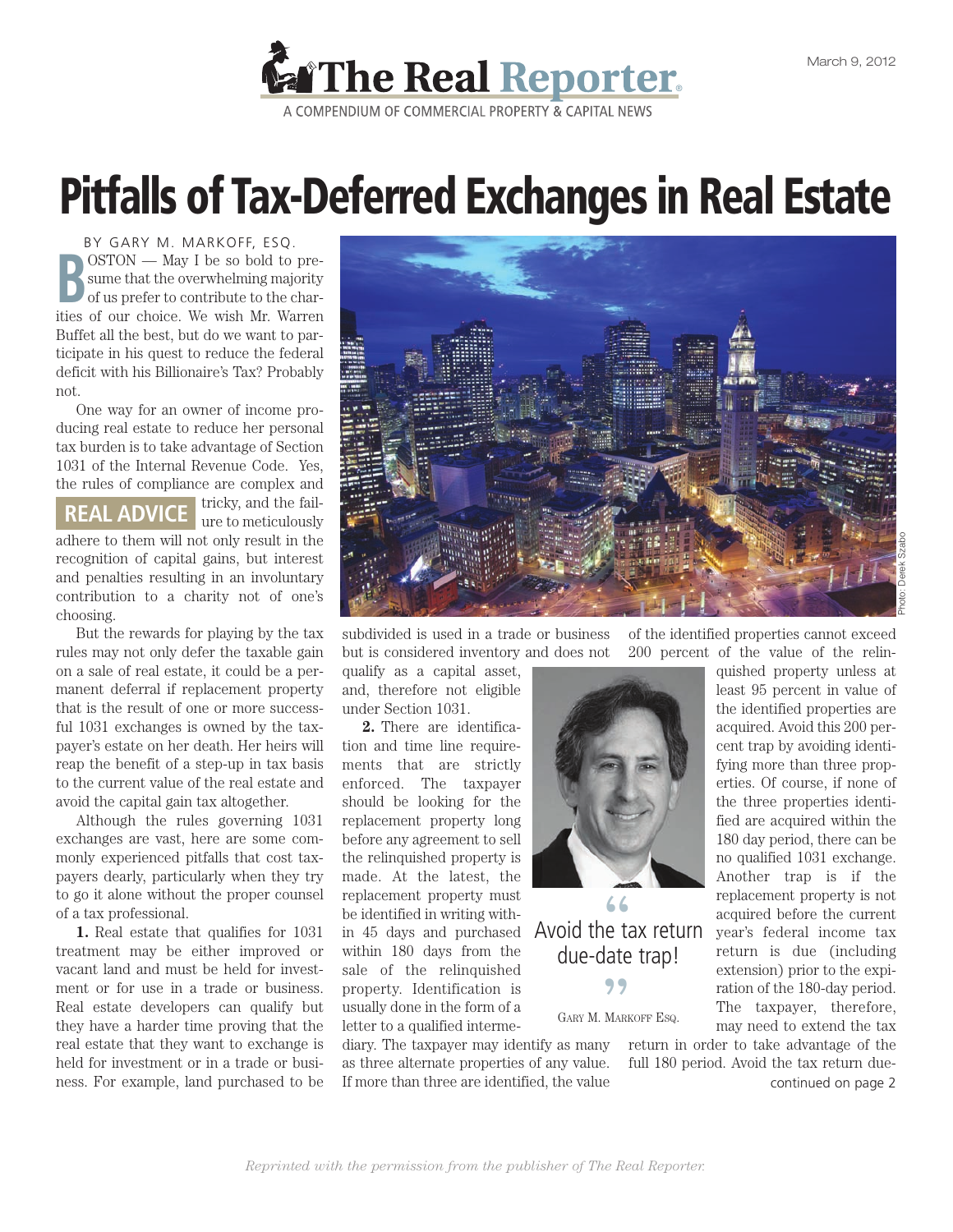# Pitfalls of Tax-Deferred Exchanges in Real Estate

BY GARY M. MARKOFF, ESQ.

BOSTON — May I be so bold to presume that the overwhelming majority of us prefer to contribute to the charities of our choice. We wish Mr. Warren Buffet all the best, but do we want to participate in his quest to reduce the federal deficit with his Billionaire's Tax? Probably not.

One way for an owner of income producing real estate to reduce her personal tax burden is to take advantage of Section 1031 of the Internal Revenue Code. Yes, the rules of compliance are complex and tricky, and the failure to meticulously adhere to them will not only result in the recognition of capital gains, but interest and penalties resulting in an involuntary contribution to a charity not of one's choosing.

REAL ADVICE

But the rewards for playing by the tax rules may not only defer the taxable gain on a sale of real estate, it could be a permanent deferral if replacement property that is the result of one or more successful 1031 exchanges is owned by the taxpayer's estate on her death. Her heirs will reap the benefit of a step-up in tax basis to the current value of the real estate and avoid the capital gain tax altogether.

Although the rules governing 1031 exchanges are vast, here are some commonly experienced pitfalls that cost taxpayers dearly, particularly when they try to go it alone without the proper counsel of a tax professional.

**1.** Real estate that qualifies for 1031 treatment may be either improved or vacant land and must be held for investment or for use in a trade or business. Real estate developers can qualify but they have a harder time proving that the real estate that they want to exchange is held for investment or in a trade or business. For example, land purchased to be subdivided is used in a trade or business but is considered inventory and does not qualify as a capital asset, and, therefore not eligible under Section 1031.

**2.** There are identification and time line requirements that are strictly enforced. The taxpayer should be looking for the replacement property long before any agreement to sell the relinquished property is made. At the latest, the replacement property must be identified in writing within 45 days and purchased within 180 days from the sale of the relinquished property. Identification is usually done in the form of a letter to a qualified intermediary. The taxpayer may identify as many as three alternate properties of any value. If more than three are identified, the value of the identified properties cannot exceed 200 percent of the value of the relinquished property unless at least 95 percent in value of the identified properties are acquired. Avoid this 200 percent trap by avoiding identifying more than three properties. Of course, if none of the three properties identified are acquired within the 180 day period, there can be no qualified 1031 exchange. Another trap is if the replacement property is not acquired before the current year's federal income tax return is due (including extension) prior to the expiration of the 180-day period. The taxpayer, therefore, may need to extend the tax return in order to take advantage of the full 180 period. Avoid the tax return due-

> "Avoid the tax return due-date trap!"
>
> GARY M. MARKOFF ESQ.

continued on page 2

*Reprinted with the permission from the publisher of The Real Reporter.*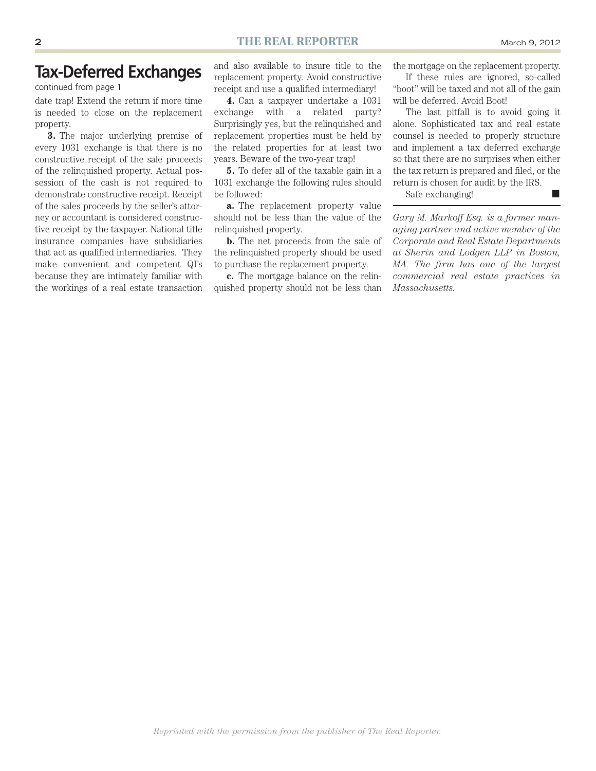## Tax-Deferred Exchanges

continued from page 1

date trap! Extend the return if more time is needed to close on the replacement property.

**3.** The major underlying premise of every 1031 exchange is that there is no constructive receipt of the sale proceeds of the relinquished property. Actual possession of the cash is not required to demonstrate constructive receipt. Receipt of the sales proceeds by the seller's attorney or accountant is considered constructive receipt by the taxpayer. National title insurance companies have subsidiaries that act as qualified intermediaries. They make convenient and competent QI's because they are intimately familiar with the workings of a real estate transaction and also available to insure title to the replacement property. Avoid constructive receipt and use a qualified intermediary!

**4.** Can a taxpayer undertake a 1031 exchange with a related party? Surprisingly yes, but the relinquished and replacement properties must be held by the related properties for at least two years. Beware of the two-year trap!

**5.** To defer all of the taxable gain in a 1031 exchange the following rules should be followed:

**a.** The replacement property value should not be less than the value of the relinquished property.

**b.** The net proceeds from the sale of the relinquished property should be used to purchase the replacement property.

**c.** The mortgage balance on the relinquished property should not be less than the mortgage on the replacement property.

If these rules are ignored, so-called "boot" will be taxed and not all of the gain will be deferred. Avoid Boot!

The last pitfall is to avoid going it alone. Sophisticated tax and real estate counsel is needed to properly structure and implement a tax deferred exchange so that there are no surprises when either the tax return is prepared and filed, or the return is chosen for audit by the IRS.

Safe exchanging! ■

---

*Gary M. Markoff Esq. is a former managing partner and active member of the Corporate and Real Estate Departments at Sherin and Lodgen LLP in Boston, MA. The firm has one of the largest commercial real estate practices in Massachusetts.*

*Reprinted with the permission from the publisher of The Real Reporter.*